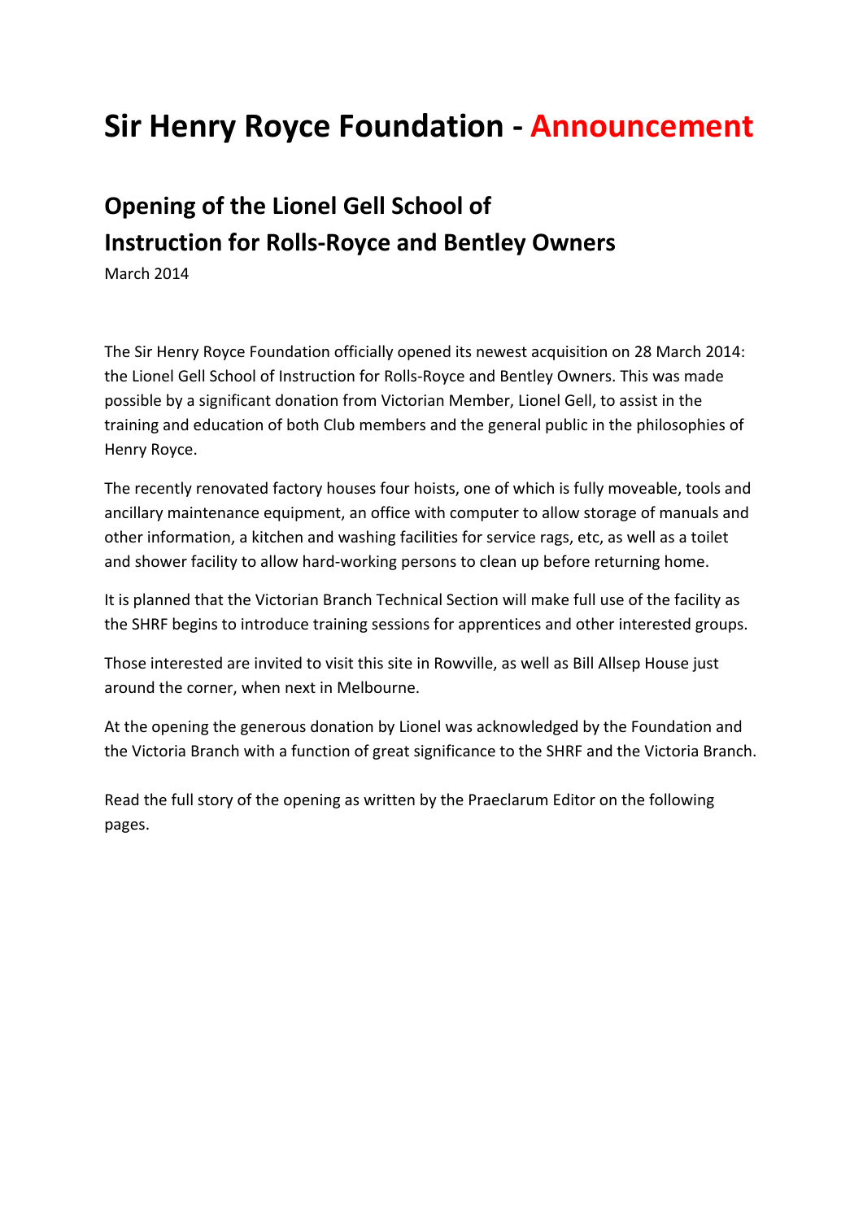# Sir Henry Royce Foundation - Announcement

## Opening of the Lionel Gell School of Instruction for Rolls-Royce and Bentley Owners

March 2014

The Sir Henry Royce Foundation officially opened its newest acquisition on 28 March 2014: the Lionel Gell School of Instruction for Rolls-Royce and Bentley Owners. This was made possible by a significant donation from Victorian Member, Lionel Gell, to assist in the training and education of both Club members and the general public in the philosophies of Henry Royce.

The recently renovated factory houses four hoists, one of which is fully moveable, tools and ancillary maintenance equipment, an office with computer to allow storage of manuals and other information, a kitchen and washing facilities for service rags, etc, as well as a toilet and shower facility to allow hard-working persons to clean up before returning home.

It is planned that the Victorian Branch Technical Section will make full use of the facility as the SHRF begins to introduce training sessions for apprentices and other interested groups.

Those interested are invited to visit this site in Rowville, as well as Bill Allsep House just around the corner, when next in Melbourne.

At the opening the generous donation by Lionel was acknowledged by the Foundation and the Victoria Branch with a function of great significance to the SHRF and the Victoria Branch.

Read the full story of the opening as written by the Praeclarum Editor on the following pages.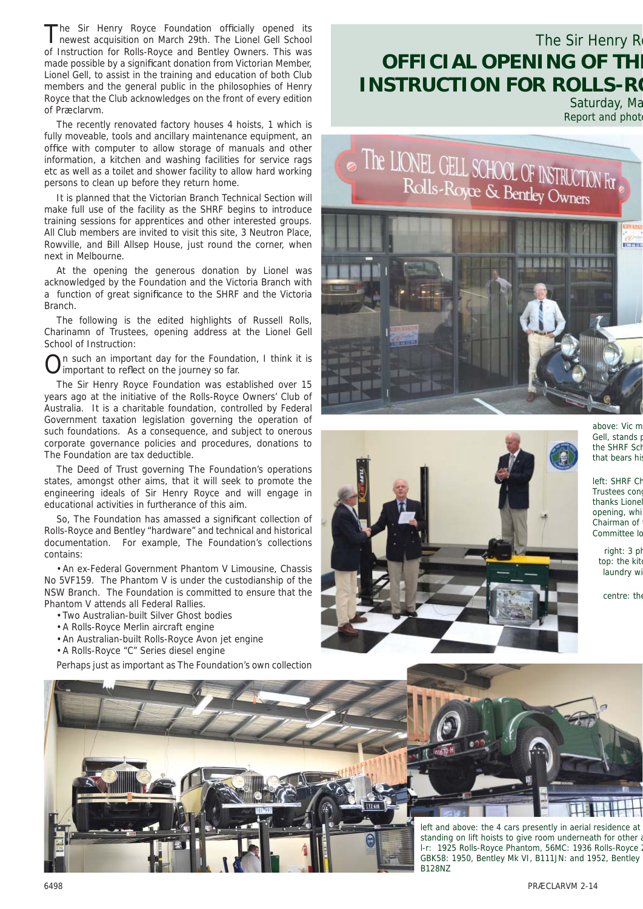# The Sir Henry R

## OFFICIAL OPENING OF THE INSTRUCTION FOR ROLLS-RO

Saturday, Ma
Report and photo

The Sir Henry Royce Foundation officially opened its newest acquisition on March 29th. The Lionel Gell School of Instruction for Rolls-Royce and Bentley Owners. This was made possible by a significant donation from Victorian Member, Lionel Gell, to assist in the training and education of both Club members and the general public in the philosophies of Henry Royce that the Club acknowledges on the front of every edition of Præclarvm.

The recently renovated factory houses 4 hoists, 1 which is fully moveable, tools and ancillary maintenance equipment, an office with computer to allow storage of manuals and other information, a kitchen and washing facilities for service rags etc as well as a toilet and shower facility to allow hard working persons to clean up before they return home.

It is planned that the Victorian Branch Technical Section will make full use of the facility as the SHRF begins to introduce training sessions for apprentices and other interested groups. All Club members are invited to visit this site, 3 Neutron Place, Rowville, and Bill Allsep House, just round the corner, when next in Melbourne.

At the opening the generous donation by Lionel was acknowledged by the Foundation and the Victoria Branch with a function of great significance to the SHRF and the Victoria Branch.

The following is the edited highlights of Russell Rolls, Charinamn of Trustees, opening address at the Lionel Gell School of Instruction:

On such an important day for the Foundation, I think it is important to reflect on the journey so far.

The Sir Henry Royce Foundation was established over 15 years ago at the initiative of the Rolls-Royce Owners' Club of Australia. It is a charitable foundation, controlled by Federal Government taxation legislation governing the operation of such foundations. As a consequence, and subject to onerous corporate governance policies and procedures, donations to The Foundation are tax deductible.

The Deed of Trust governing The Foundation's operations states, amongst other aims, that it will seek to promote the engineering ideals of Sir Henry Royce and will engage in educational activities in furtherance of this aim.

So, The Foundation has amassed a significant collection of Rolls-Royce and Bentley "hardware" and technical and historical documentation. For example, The Foundation's collections contains:

- An ex-Federal Government Phantom V Limousine, Chassis No 5VF159. The Phantom V is under the custodianship of the NSW Branch. The Foundation is committed to ensure that the Phantom V attends all Federal Rallies.
- Two Australian-built Silver Ghost bodies
- A Rolls-Royce Merlin aircraft engine
- An Australian-built Rolls-Royce Avon jet engine
- A Rolls-Royce "C" Series diesel engine

Perhaps just as important as The Foundation's own collection

above: Vic m
Gell, stands p
the SHRF Sch
that bears his

left: SHRF Ch
Trustees cong
thanks Lionel
opening, whi
Chairman of t
Committee lo

right: 3 ph
top: the kitc
laundry wi

centre: the

left and above: the 4 cars presently in aerial residence at
standing on lift hoists to give room underneath for other a
l-r: 1925 Rolls-Royce Phantom, 56MC: 1936 Rolls-Royce 2
GBK58: 1950, Bentley Mk VI, B111JN: and 1952, Bentley
B128NZ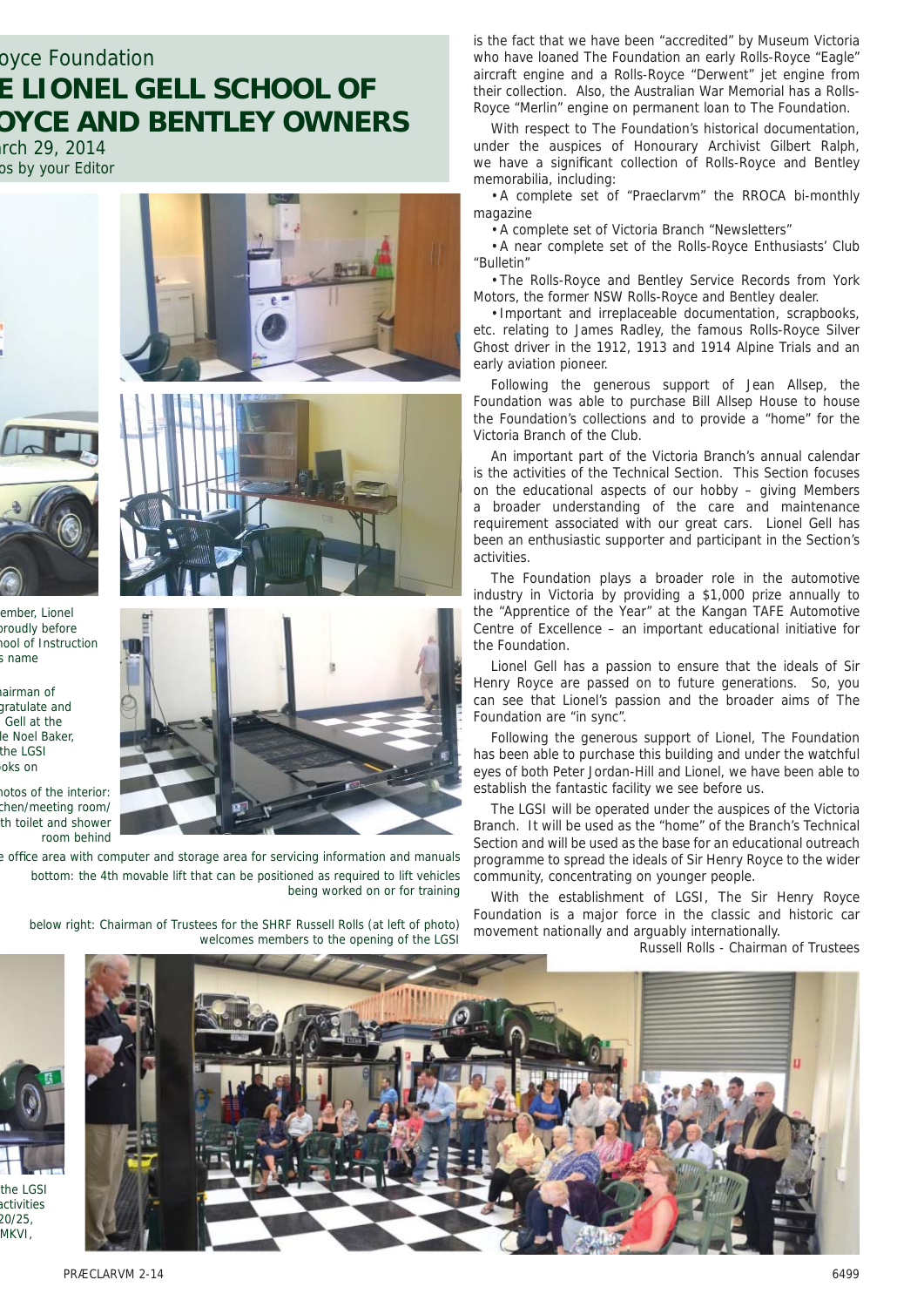oyce Foundation

# E LIONEL GELL SCHOOL OF OYCE AND BENTLEY OWNERS

rch 29, 2014

os by your Editor

ember, Lionel
proudly before
hool of Instruction
s name

airman of
gratulate and
Gell at the
le Noel Baker,
the LGSI
oks on

hotos of the interior:
chen/meeting room/
th toilet and shower
room behind

e office area with computer and storage area for servicing information and manuals

bottom: the 4th movable lift that can be positioned as required to lift vehicles being worked on or for training

below right: Chairman of Trustees for the SHRF Russell Rolls (at left of photo) welcomes members to the opening of the LGSI

the LGSI
activities
20/25,
MKVI,

is the fact that we have been "accredited" by Museum Victoria who have loaned The Foundation an early Rolls-Royce "Eagle" aircraft engine and a Rolls-Royce "Derwent" jet engine from their collection. Also, the Australian War Memorial has a Rolls-Royce "Merlin" engine on permanent loan to The Foundation.

With respect to The Foundation's historical documentation, under the auspices of Honourary Archivist Gilbert Ralph, we have a significant collection of Rolls-Royce and Bentley memorabilia, including:

- A complete set of "Praeclarvm" the RROCA bi-monthly magazine
- A complete set of Victoria Branch "Newsletters"
- A near complete set of the Rolls-Royce Enthusiasts' Club "Bulletin"
- The Rolls-Royce and Bentley Service Records from York Motors, the former NSW Rolls-Royce and Bentley dealer.
- Important and irreplaceable documentation, scrapbooks, etc. relating to James Radley, the famous Rolls-Royce Silver Ghost driver in the 1912, 1913 and 1914 Alpine Trials and an early aviation pioneer.

Following the generous support of Jean Allsep, the Foundation was able to purchase Bill Allsep House to house the Foundation's collections and to provide a "home" for the Victoria Branch of the Club.

An important part of the Victoria Branch's annual calendar is the activities of the Technical Section. This Section focuses on the educational aspects of our hobby – giving Members a broader understanding of the care and maintenance requirement associated with our great cars. Lionel Gell has been an enthusiastic supporter and participant in the Section's activities.

The Foundation plays a broader role in the automotive industry in Victoria by providing a $1,000 prize annually to the "Apprentice of the Year" at the Kangan TAFE Automotive Centre of Excellence – an important educational initiative for the Foundation.

Lionel Gell has a passion to ensure that the ideals of Sir Henry Royce are passed on to future generations. So, you can see that Lionel's passion and the broader aims of The Foundation are "in sync".

Following the generous support of Lionel, The Foundation has been able to purchase this building and under the watchful eyes of both Peter Jordan-Hill and Lionel, we have been able to establish the fantastic facility we see before us.

The LGSI will be operated under the auspices of the Victoria Branch. It will be used as the "home" of the Branch's Technical Section and will be used as the base for an educational outreach programme to spread the ideals of Sir Henry Royce to the wider community, concentrating on younger people.

With the establishment of LGSI, The Sir Henry Royce Foundation is a major force in the classic and historic car movement nationally and arguably internationally.

Russell Rolls - Chairman of Trustees